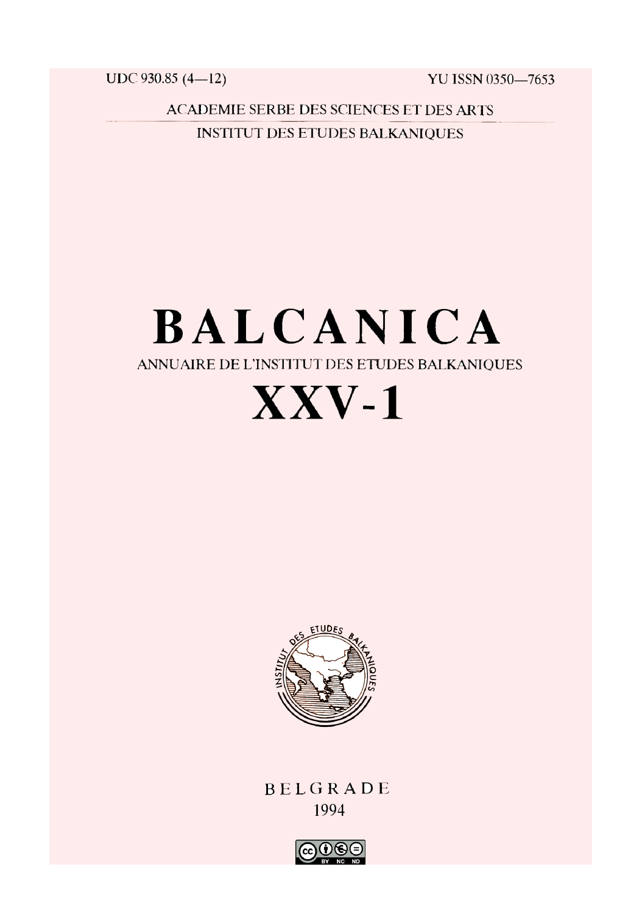UDC 930.85 (4—12)

YU ISSN 0350—7653

ACADEMIE SERBE DES SCIENCES ET DES ARTS

INSTITUT DES ETUDES BALKANIQUES

# BALCANICA

ANNUAIRE DE L'INSTITUT DES ETUDES BALKANIQUES

# XXV-1

BELGRADE

1994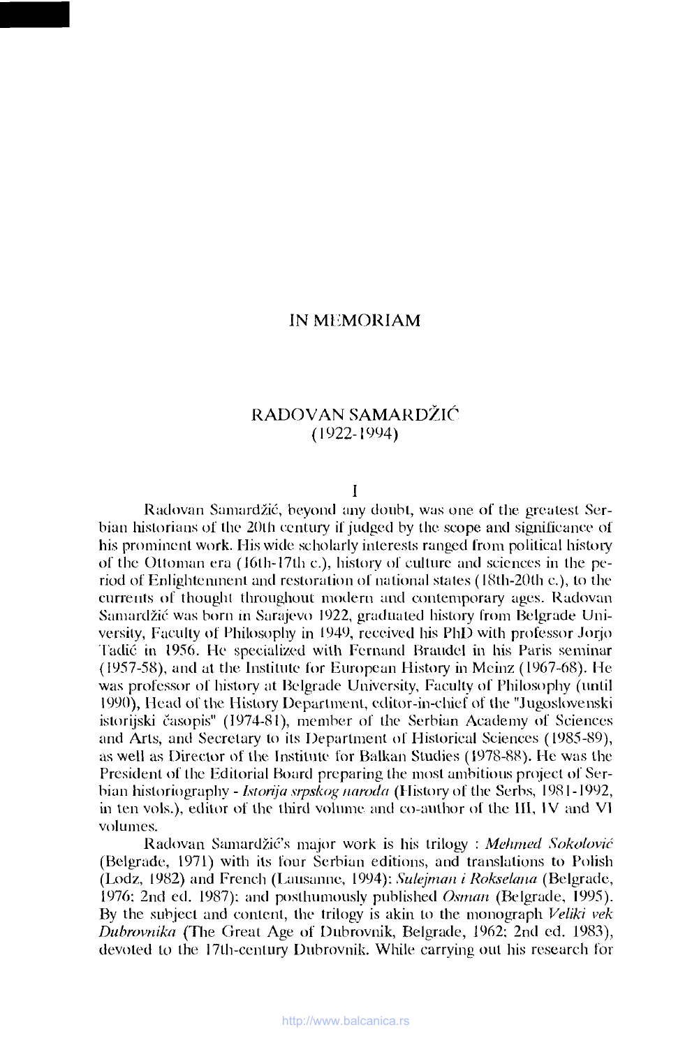# IN MEMORIAM

## RADOVAN SAMARDŽIĆ
## (1922-1994)

I

Radovan Samardžić, beyond any doubt, was one of the greatest Serbian historians of the 20th century if judged by the scope and significance of his prominent work. His wide scholarly interests ranged from political history of the Ottoman era (16th-17th c.), history of culture and sciences in the period of Enlightenment and restoration of national states (18th-20th c.), to the currents of thought throughout modern and contemporary ages. Radovan Samardžić was born in Sarajevo 1922, graduated history from Belgrade University, Faculty of Philosophy in 1949, received his PhD with professor Jorjo Tadić in 1956. He specialized with Fernand Braudel in his Paris seminar (1957-58), and at the Institute for European History in Meinz (1967-68). He was professor of history at Belgrade University, Faculty of Philosophy (until 1990), Head of the History Department, editor-in-chief of the "Jugoslovenski istorijski časopis" (1974-81), member of the Serbian Academy of Sciences and Arts, and Secretary to its Department of Historical Sciences (1985-89), as well as Director of the Institute for Balkan Studies (1978-88). He was the President of the Editorial Board preparing the most ambitious project of Serbian historiography - *Istorija srpskog naroda* (History of the Serbs, 1981-1992, in ten vols.), editor of the third volume and co-author of the III, IV and VI volumes.

Radovan Samardžić's major work is his trilogy : *Mehmed Sokolović* (Belgrade, 1971) with its four Serbian editions, and translations to Polish (Lodz, 1982) and French (Lausanne, 1994): *Sulejman i Rokselana* (Belgrade, 1976; 2nd ed. 1987); and posthumously published *Osman* (Belgrade, 1995). By the subject and content, the trilogy is akin to the monograph *Veliki vek Dubrovnika* (The Great Age of Dubrovnik, Belgrade, 1962; 2nd ed. 1983), devoted to the 17th-century Dubrovnik. While carrying out his research for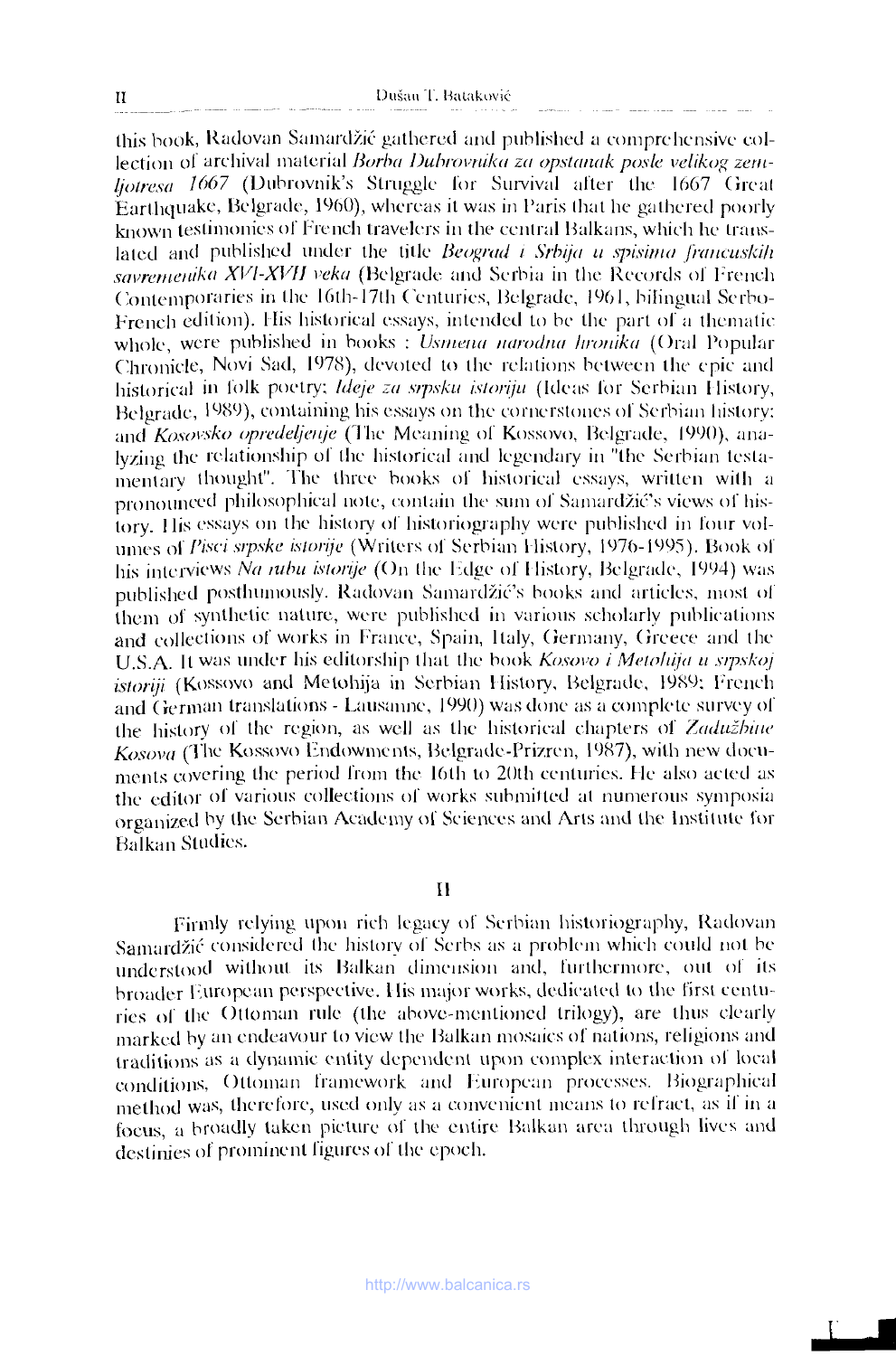this book, Radovan Samardžić gathered and published a comprehensive collection of archival material *Borba Dubrovnika za opstanak posle velikog zemljotresa 1667* (Dubrovnik's Struggle for Survival after the 1667 Great Earthquake, Belgrade, 1960), whereas it was in Paris that he gathered poorly known testimonies of French travelers in the central Balkans, which he translated and published under the title *Beograd i Srbija u spisima francuskih savremenika XVI-XVII veka* (Belgrade and Serbia in the Records of French Contemporaries in the 16th-17th Centuries, Belgrade, 1961, bilingual Serbo-French edition). His historical essays, intended to be the part of a thematic whole, were published in books : *Usmena narodna hronika* (Oral Popular Chronicle, Novi Sad, 1978), devoted to the relations between the epic and historical in folk poetry; *Ideje za srpsku istoriju* (Ideas for Serbian History, Belgrade, 1989), containing his essays on the cornerstones of Serbian history; and *Kosovsko opredeljenje* (The Meaning of Kossovo, Belgrade, 1990), analyzing the relationship of the historical and legendary in "the Serbian testamentary thought". The three books of historical essays, written with a pronounced philosophical note, contain the sum of Samardžić's views of history. His essays on the history of historiography were published in four volumes of *Pisci srpske istorije* (Writers of Serbian History, 1976-1995). Book of his interviews *Na rubu istorije* (On the Edge of History, Belgrade, 1994) was published posthumously. Radovan Samardžić's books and articles, most of them of synthetic nature, were published in various scholarly publications and collections of works in France, Spain, Italy, Germany, Greece and the U.S.A. It was under his editorship that the book *Kosovo i Metohija u srpskoj istoriji* (Kossovo and Metohija in Serbian History, Belgrade, 1989; French and German translations - Lausanne, 1990) was done as a complete survey of the history of the region, as well as the historical chapters of *Zadužbine Kosova* (The Kossovo Endowments, Belgrade-Prizren, 1987), with new documents covering the period from the 16th to 20th centuries. He also acted as the editor of various collections of works submitted at numerous symposia organized by the Serbian Academy of Sciences and Arts and the Institute for Balkan Studies.

## II

Firmly relying upon rich legacy of Serbian historiography, Radovan Samardžić considered the history of Serbs as a problem which could not be understood without its Balkan dimension and, furthermore, out of its broader European perspective. His major works, dedicated to the first centuries of the Ottoman rule (the above-mentioned trilogy), are thus clearly marked by an endeavour to view the Balkan mosaics of nations, religions and traditions as a dynamic entity dependent upon complex interaction of local conditions, Ottoman framework and European processes. Biographical method was, therefore, used only as a convenient means to refract, as if in a focus, a broadly taken picture of the entire Balkan area through lives and destinies of prominent figures of the epoch.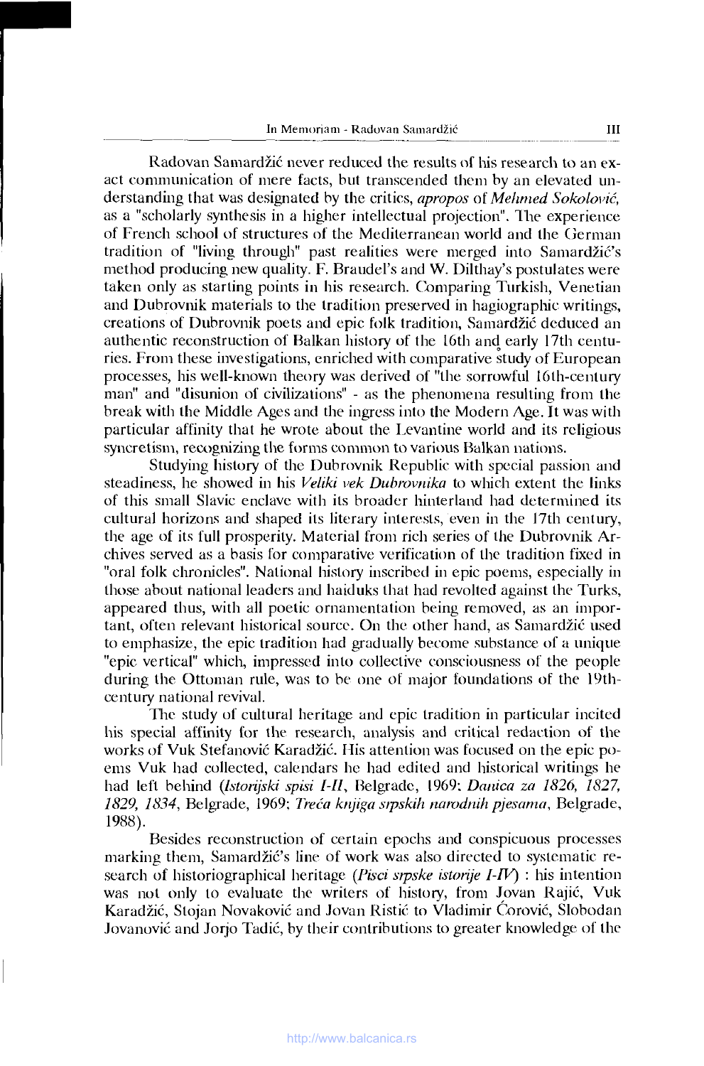Radovan Samardžić never reduced the results of his research to an exact communication of mere facts, but transcended them by an elevated understanding that was designated by the critics, *apropos* of *Mehmed Sokolović*, as a "scholarly synthesis in a higher intellectual projection". The experience of French school of structures of the Mediterranean world and the German tradition of "living through" past realities were merged into Samardžić's method producing new quality. F. Braudel's and W. Dilthay's postulates were taken only as starting points in his research. Comparing Turkish, Venetian and Dubrovnik materials to the tradition preserved in hagiographic writings, creations of Dubrovnik poets and epic folk tradition, Samardžić deduced an authentic reconstruction of Balkan history of the 16th and early 17th centuries. From these investigations, enriched with comparative study of European processes, his well-known theory was derived of "the sorrowful 16th-century man" and "disunion of civilizations" - as the phenomena resulting from the break with the Middle Ages and the ingress into the Modern Age. It was with particular affinity that he wrote about the Levantine world and its religious syncretism, recognizing the forms common to various Balkan nations.

Studying history of the Dubrovnik Republic with special passion and steadiness, he showed in his *Veliki vek Dubrovnika* to which extent the links of this small Slavic enclave with its broader hinterland had determined its cultural horizons and shaped its literary interests, even in the 17th century, the age of its full prosperity. Material from rich series of the Dubrovnik Archives served as a basis for comparative verification of the tradition fixed in "oral folk chronicles". National history inscribed in epic poems, especially in those about national leaders and haiduks that had revolted against the Turks, appeared thus, with all poetic ornamentation being removed, as an important, often relevant historical source. On the other hand, as Samardžić used to emphasize, the epic tradition had gradually become substance of a unique "epic vertical" which, impressed into collective consciousness of the people during the Ottoman rule, was to be one of major foundations of the 19th-century national revival.

The study of cultural heritage and epic tradition in particular incited his special affinity for the research, analysis and critical redaction of the works of Vuk Stefanović Karadžić. His attention was focused on the epic poems Vuk had collected, calendars he had edited and historical writings he had left behind (*Istorijski spisi I-II*, Belgrade, 1969; *Danica za 1826, 1827, 1829, 1834*, Belgrade, 1969; *Treća knjiga srpskih narodnih pjesama*, Belgrade, 1988).

Besides reconstruction of certain epochs and conspicuous processes marking them, Samardžić's line of work was also directed to systematic research of historiographical heritage (*Pisci srpske istorije I-IV*) : his intention was not only to evaluate the writers of history, from Jovan Rajić, Vuk Karadžić, Stojan Novaković and Jovan Ristić to Vladimir Ćorović, Slobodan Jovanović and Jorjo Tadić, by their contributions to greater knowledge of the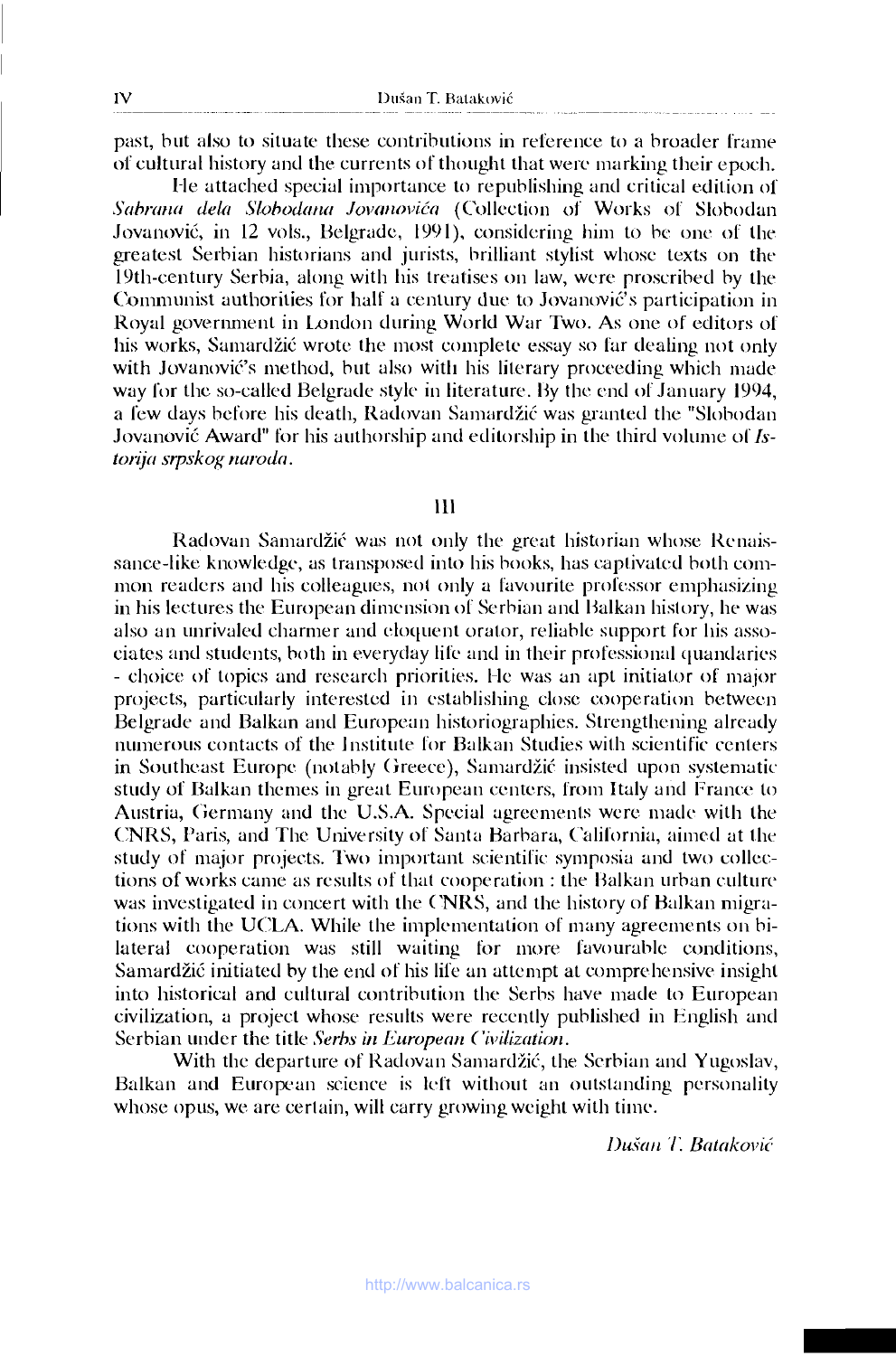past, but also to situate these contributions in reference to a broader frame of cultural history and the currents of thought that were marking their epoch.

He attached special importance to republishing and critical edition of *Sabrana dela Slobodana Jovanovića* (Collection of Works of Slobodan Jovanović, in 12 vols., Belgrade, 1991), considering him to be one of the greatest Serbian historians and jurists, brilliant stylist whose texts on the 19th-century Serbia, along with his treatises on law, were proscribed by the Communist authorities for half a century due to Jovanović's participation in Royal government in London during World War Two. As one of editors of his works, Samardžić wrote the most complete essay so far dealing not only with Jovanović's method, but also with his literary proceeding which made way for the so-called Belgrade style in literature. By the end of January 1994, a few days before his death, Radovan Samardžić was granted the "Slobodan Jovanović Award" for his authorship and editorship in the third volume of *Istorija srpskog naroda*.

## III

Radovan Samardžić was not only the great historian whose Renaissance-like knowledge, as transposed into his books, has captivated both common readers and his colleagues, not only a favourite professor emphasizing in his lectures the European dimension of Serbian and Balkan history, he was also an unrivaled charmer and eloquent orator, reliable support for his associates and students, both in everyday life and in their professional quandaries - choice of topics and research priorities. He was an apt initiator of major projects, particularly interested in establishing close cooperation between Belgrade and Balkan and European historiographies. Strengthening already numerous contacts of the Institute for Balkan Studies with scientific centers in Southeast Europe (notably Greece), Samardžić insisted upon systematic study of Balkan themes in great European centers, from Italy and France to Austria, Germany and the U.S.A. Special agreements were made with the CNRS, Paris, and The University of Santa Barbara, California, aimed at the study of major projects. Two important scientific symposia and two collections of works came as results of that cooperation : the Balkan urban culture was investigated in concert with the CNRS, and the history of Balkan migrations with the UCLA. While the implementation of many agreements on bilateral cooperation was still waiting for more favourable conditions, Samardžić initiated by the end of his life an attempt at comprehensive insight into historical and cultural contribution the Serbs have made to European civilization, a project whose results were recently published in English and Serbian under the title *Serbs in European Civilization*.

With the departure of Radovan Samardžić, the Serbian and Yugoslav, Balkan and European science is left without an outstanding personality whose opus, we are certain, will carry growing weight with time.

*Dušan T. Bataković*